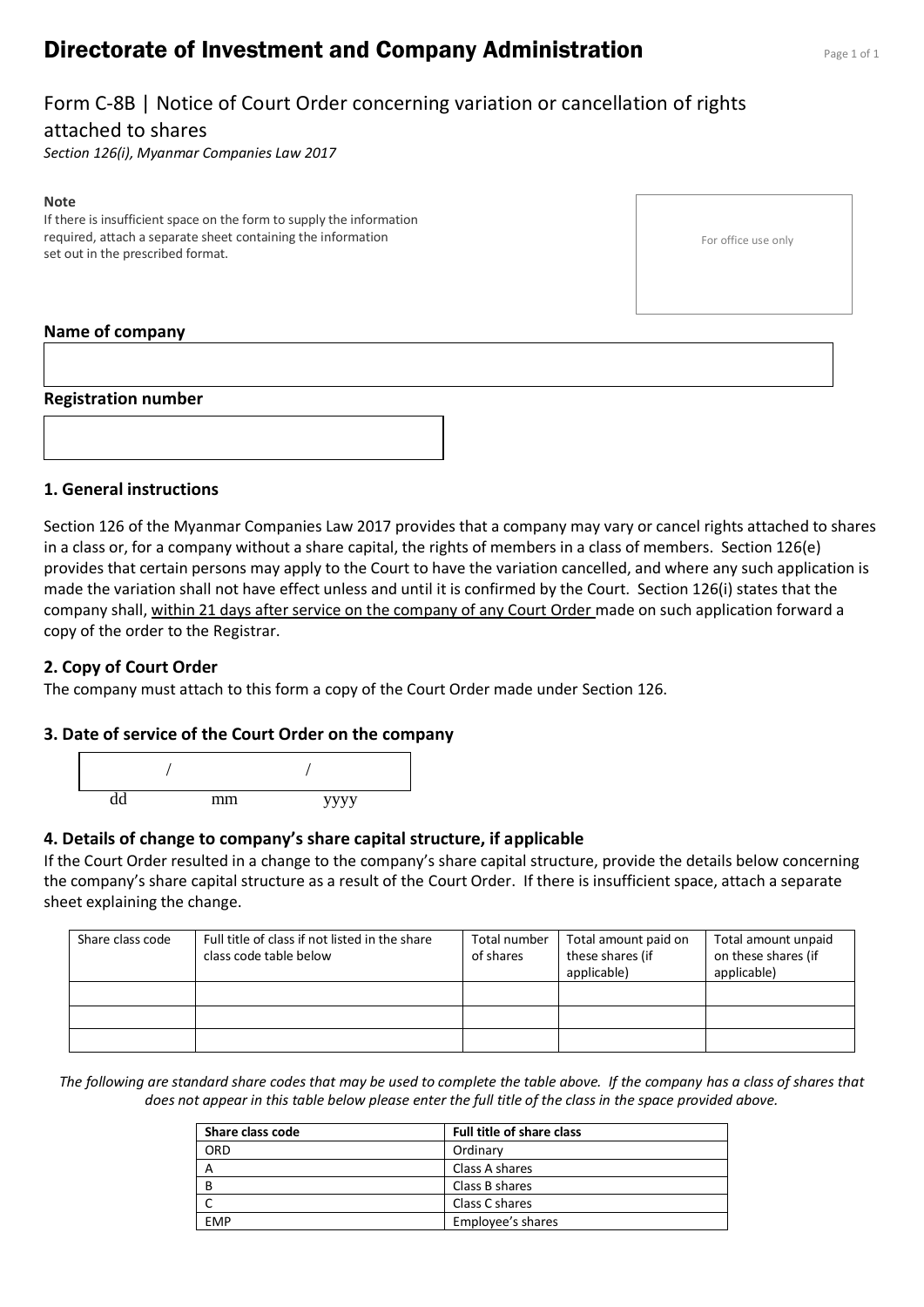# Directorate of Investment and Company Administration

## Form C-8B | Notice of Court Order concerning variation or cancellation of rights attached to shares

*Section 126(i), Myanmar Companies Law 2017*

**Note**

If there is insufficient space on the form to supply the information required, attach a separate sheet containing the information set out in the prescribed format.

For office use only

**Name of company**

**Registration number**

### 1. General instructions

Section 126 of the Myanmar Companies Law 2017 provides that a company may vary or cancel rights attached to shares in a class or, for a company without a share capital, the rights of members in a class of members. Section 126(e) provides that certain persons may apply to the Court to have the variation cancelled, and where any such application is made the variation shall not have effect unless and until it is confirmed by the Court. Section 126(i) states that the company shall, within 21 days after service on the company of any Court Order made on such application forward a copy of the order to the Registrar.

### 2. Copy of Court Order

The company must attach to this form a copy of the Court Order made under Section 126.

### 3. Date of service of the Court Order on the company

/ /

dd mm yyyy

### 4. Details of change to company's share capital structure, if applicable

If the Court Order resulted in a change to the company's share capital structure, provide the details below concerning the company's share capital structure as a result of the Court Order. If there is insufficient space, attach a separate sheet explaining the change.

| Share class code | Full title of class if not listed in the share class code table below | Total number of shares | Total amount paid on these shares (if applicable) | Total amount unpaid on these shares (if applicable) |
|---|---|---|---|---|
| | | | | |
| | | | | |
| | | | | |

*The following are standard share codes that may be used to complete the table above. If the company has a class of shares that does not appear in this table below please enter the full title of the class in the space provided above.*

| Share class code | Full title of share class |
|---|---|
| ORD | Ordinary |
| A | Class A shares |
| B | Class B shares |
| C | Class C shares |
| EMP | Employee's shares |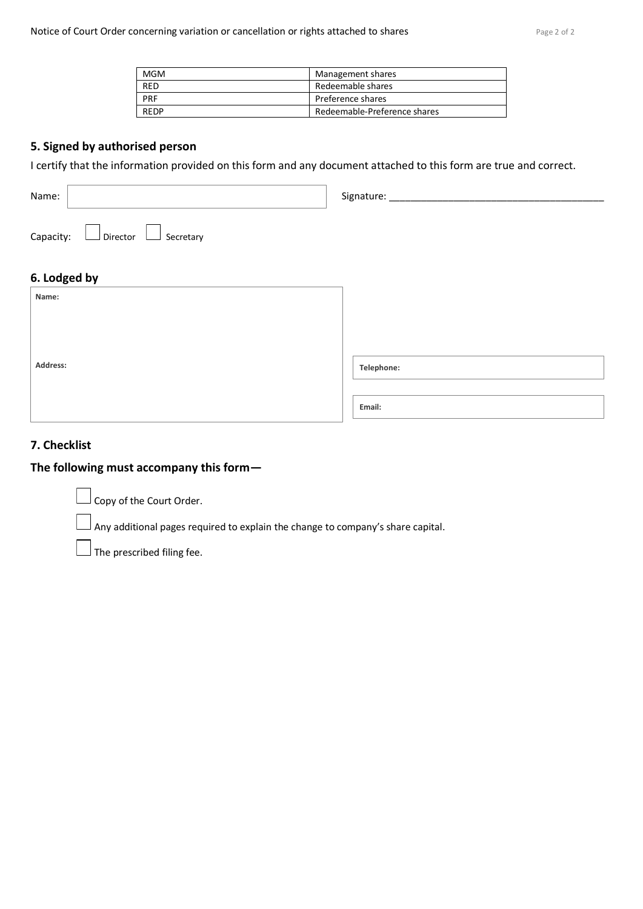| | |
|---|---|
| MGM | Management shares |
| RED | Redeemable shares |
| PRF | Preference shares |
| REDP | Redeemable-Preference shares |

## 5. Signed by authorised person

I certify that the information provided on this form and any document attached to this form are true and correct.

Name: 

Signature: ______________________________________

Capacity: ☐ Director ☐ Secretary

## 6. Lodged by

**Name:**

**Address:**

**Telephone:**

**Email:**

## 7. Checklist

## The following must accompany this form—

☐ Copy of the Court Order.

☐ Any additional pages required to explain the change to company's share capital.

☐ The prescribed filing fee.